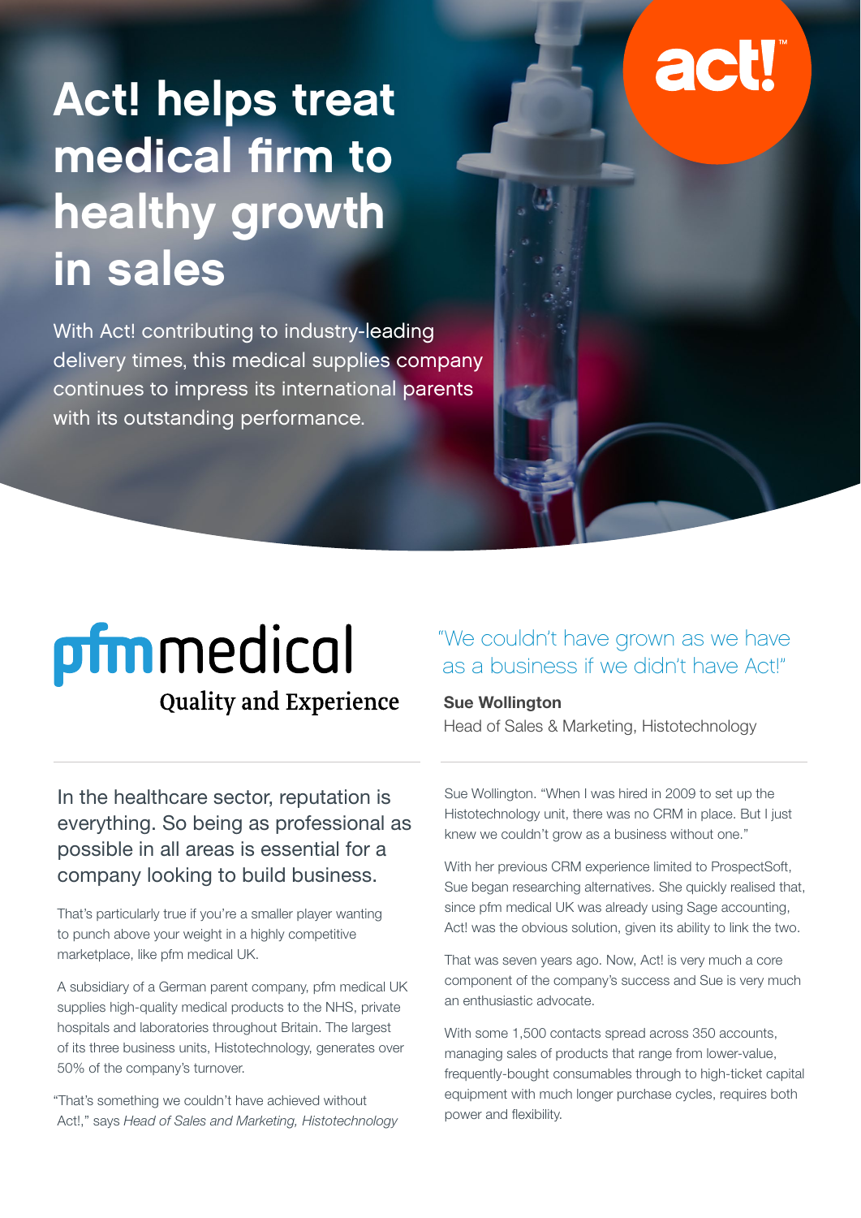# Act! helps treat medical firm to healthy growth in sales

With Act! contributing to industry-leading delivery times, this medical supplies company continues to impress its international parents with its outstanding performance.

pfm medical
Quality and Experience

> "We couldn't have grown as we have as a business if we didn't have Act!"
>
> **Sue Wollington**
> Head of Sales & Marketing, Histotechnology

In the healthcare sector, reputation is everything. So being as professional as possible in all areas is essential for a company looking to build business.

That's particularly true if you're a smaller player wanting to punch above your weight in a highly competitive marketplace, like pfm medical UK.

A subsidiary of a German parent company, pfm medical UK supplies high-quality medical products to the NHS, private hospitals and laboratories throughout Britain. The largest of its three business units, Histotechnology, generates over 50% of the company's turnover.

"That's something we couldn't have achieved without Act!," says *Head of Sales and Marketing, Histotechnology* Sue Wollington. "When I was hired in 2009 to set up the Histotechnology unit, there was no CRM in place. But I just knew we couldn't grow as a business without one."

With her previous CRM experience limited to ProspectSoft, Sue began researching alternatives. She quickly realised that, since pfm medical UK was already using Sage accounting, Act! was the obvious solution, given its ability to link the two.

That was seven years ago. Now, Act! is very much a core component of the company's success and Sue is very much an enthusiastic advocate.

With some 1,500 contacts spread across 350 accounts, managing sales of products that range from lower-value, frequently-bought consumables through to high-ticket capital equipment with much longer purchase cycles, requires both power and flexibility.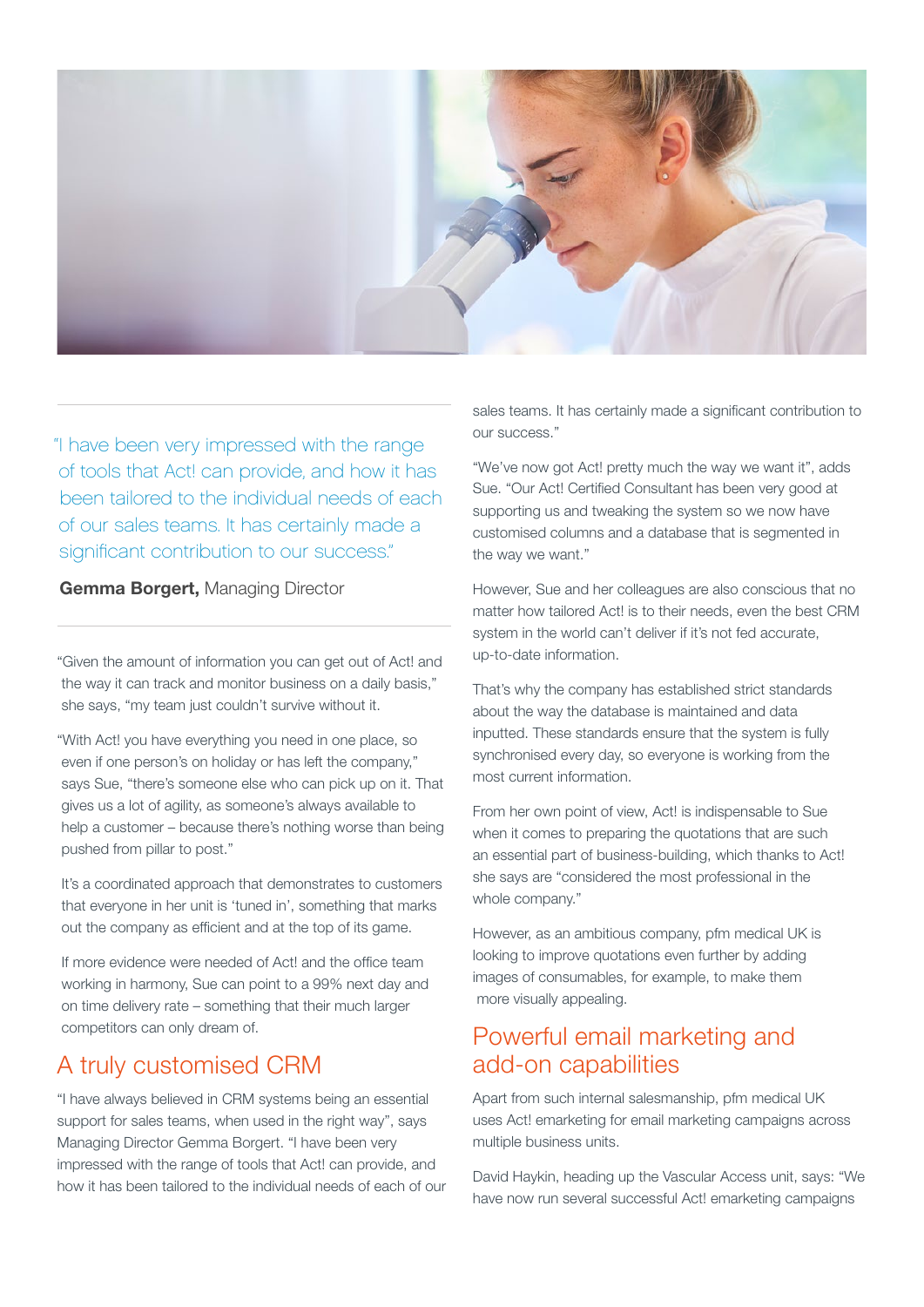> "I have been very impressed with the range of tools that Act! can provide, and how it has been tailored to the individual needs of each of our sales teams. It has certainly made a significant contribution to our success."
>
> **Gemma Borgert,** Managing Director

"Given the amount of information you can get out of Act! and the way it can track and monitor business on a daily basis," she says, "my team just couldn't survive without it.

"With Act! you have everything you need in one place, so even if one person's on holiday or has left the company," says Sue, "there's someone else who can pick up on it. That gives us a lot of agility, as someone's always available to help a customer – because there's nothing worse than being pushed from pillar to post."

It's a coordinated approach that demonstrates to customers that everyone in her unit is 'tuned in', something that marks out the company as efficient and at the top of its game.

If more evidence were needed of Act! and the office team working in harmony, Sue can point to a 99% next day and on time delivery rate – something that their much larger competitors can only dream of.

## A truly customised CRM

"I have always believed in CRM systems being an essential support for sales teams, when used in the right way", says Managing Director Gemma Borgert. "I have been very impressed with the range of tools that Act! can provide, and how it has been tailored to the individual needs of each of our sales teams. It has certainly made a significant contribution to our success."

"We've now got Act! pretty much the way we want it", adds Sue. "Our Act! Certified Consultant has been very good at supporting us and tweaking the system so we now have customised columns and a database that is segmented in the way we want."

However, Sue and her colleagues are also conscious that no matter how tailored Act! is to their needs, even the best CRM system in the world can't deliver if it's not fed accurate, up-to-date information.

That's why the company has established strict standards about the way the database is maintained and data inputted. These standards ensure that the system is fully synchronised every day, so everyone is working from the most current information.

From her own point of view, Act! is indispensable to Sue when it comes to preparing the quotations that are such an essential part of business-building, which thanks to Act! she says are "considered the most professional in the whole company."

However, as an ambitious company, pfm medical UK is looking to improve quotations even further by adding images of consumables, for example, to make them more visually appealing.

## Powerful email marketing and add-on capabilities

Apart from such internal salesmanship, pfm medical UK uses Act! emarketing for email marketing campaigns across multiple business units.

David Haykin, heading up the Vascular Access unit, says: "We have now run several successful Act! emarketing campaigns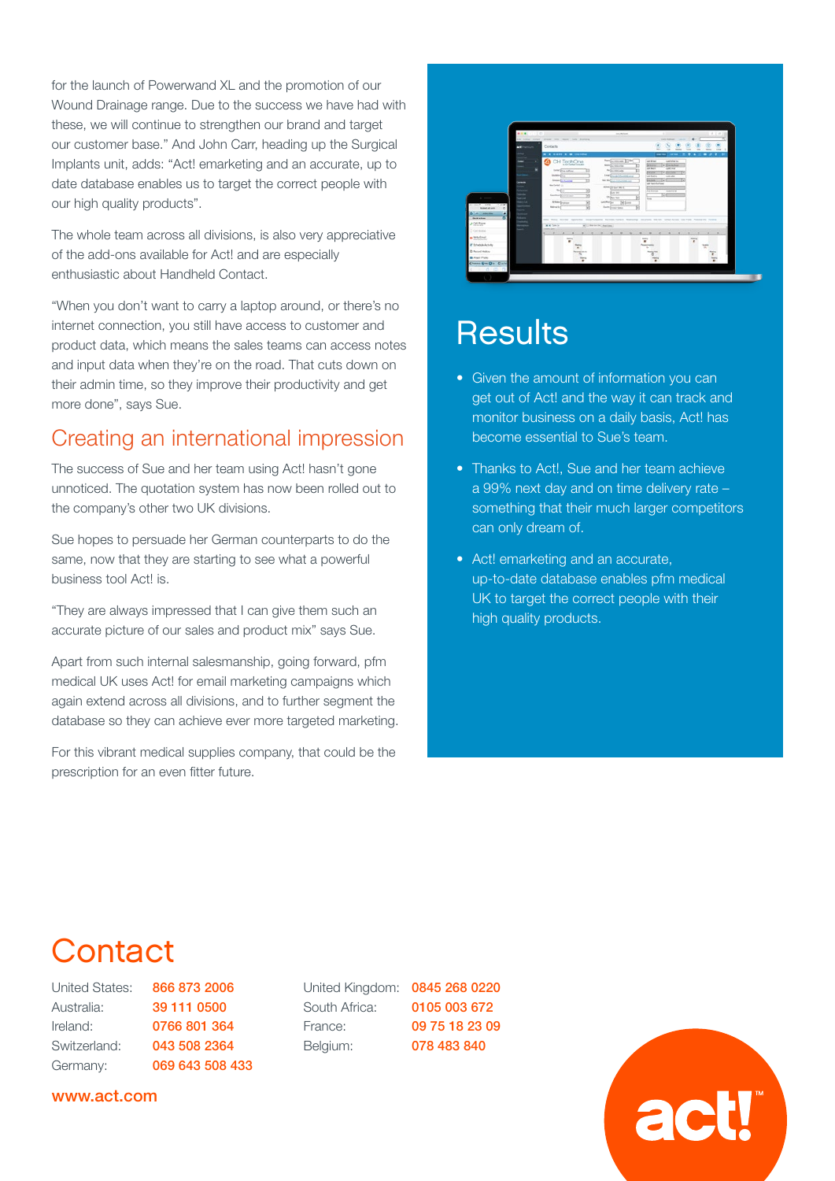for the launch of Powerwand XL and the promotion of our Wound Drainage range. Due to the success we have had with these, we will continue to strengthen our brand and target our customer base." And John Carr, heading up the Surgical Implants unit, adds: "Act! emarketing and an accurate, up to date database enables us to target the correct people with our high quality products".

The whole team across all divisions, is also very appreciative of the add-ons available for Act! and are especially enthusiastic about Handheld Contact.

"When you don't want to carry a laptop around, or there's no internet connection, you still have access to customer and product data, which means the sales teams can access notes and input data when they're on the road. That cuts down on their admin time, so they improve their productivity and get more done", says Sue.

## Creating an international impression

The success of Sue and her team using Act! hasn't gone unnoticed. The quotation system has now been rolled out to the company's other two UK divisions.

Sue hopes to persuade her German counterparts to do the same, now that they are starting to see what a powerful business tool Act! is.

"They are always impressed that I can give them such an accurate picture of our sales and product mix" says Sue.

Apart from such internal salesmanship, going forward, pfm medical UK uses Act! for email marketing campaigns which again extend across all divisions, and to further segment the database so they can achieve ever more targeted marketing.

For this vibrant medical supplies company, that could be the prescription for an even fitter future.

## Results

- Given the amount of information you can get out of Act! and the way it can track and monitor business on a daily basis, Act! has become essential to Sue's team.
- Thanks to Act!, Sue and her team achieve a 99% next day and on time delivery rate – something that their much larger competitors can only dream of.
- Act! emarketing and an accurate, up-to-date database enables pfm medical UK to target the correct people with their high quality products.

# Contact

| | | | |
|---|---|---|---|
| United States: | 866 873 2006 | United Kingdom: | 0845 268 0220 |
| Australia: | 39 111 0500 | South Africa: | 0105 003 672 |
| Ireland: | 0766 801 364 | France: | 09 75 18 23 09 |
| Switzerland: | 043 508 2364 | Belgium: | 078 483 840 |
| Germany: | 069 643 508 433 | | |

www.act.com

act!™